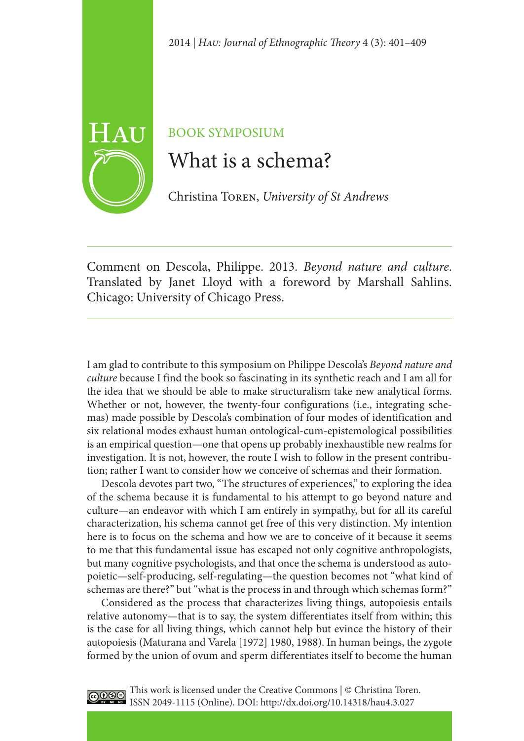BOOK SYMPOSIUM

# What is a schema?

Christina Toren, *University of St Andrews*

---

Comment on Descola, Philippe. 2013. *Beyond nature and culture*. Translated by Janet Lloyd with a foreword by Marshall Sahlins. Chicago: University of Chicago Press.

---

I am glad to contribute to this symposium on Philippe Descola's *Beyond nature and culture* because I find the book so fascinating in its synthetic reach and I am all for the idea that we should be able to make structuralism take new analytical forms. Whether or not, however, the twenty-four configurations (i.e., integrating schemas) made possible by Descola's combination of four modes of identification and six relational modes exhaust human ontological-cum-epistemological possibilities is an empirical question—one that opens up probably inexhaustible new realms for investigation. It is not, however, the route I wish to follow in the present contribution; rather I want to consider how we conceive of schemas and their formation.

Descola devotes part two, "The structures of experiences," to exploring the idea of the schema because it is fundamental to his attempt to go beyond nature and culture—an endeavor with which I am entirely in sympathy, but for all its careful characterization, his schema cannot get free of this very distinction. My intention here is to focus on the schema and how we are to conceive of it because it seems to me that this fundamental issue has escaped not only cognitive anthropologists, but many cognitive psychologists, and that once the schema is understood as autopoietic—self-producing, self-regulating—the question becomes not "what kind of schemas are there?" but "what is the process in and through which schemas form?"

Considered as the process that characterizes living things, autopoiesis entails relative autonomy—that is to say, the system differentiates itself from within; this is the case for all living things, which cannot help but evince the history of their autopoiesis (Maturana and Varela [1972] 1980, 1988). In human beings, the zygote formed by the union of ovum and sperm differentiates itself to become the human

This work is licensed under the Creative Commons | © Christina Toren.
ISSN 2049-1115 (Online). DOI: http://dx.doi.org/10.14318/hau4.3.027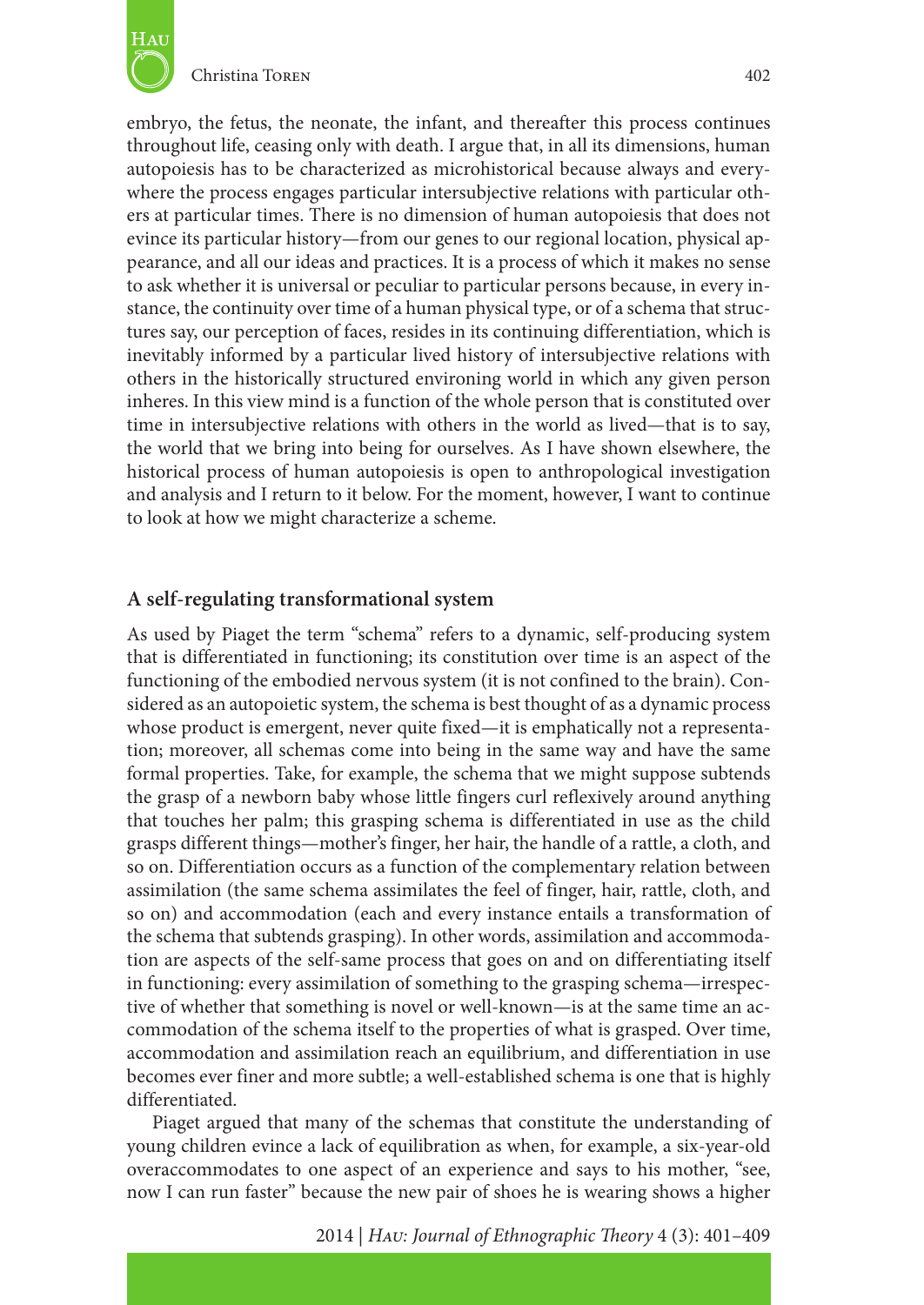embryo, the fetus, the neonate, the infant, and thereafter this process continues throughout life, ceasing only with death. I argue that, in all its dimensions, human autopoiesis has to be characterized as microhistorical because always and everywhere the process engages particular intersubjective relations with particular others at particular times. There is no dimension of human autopoiesis that does not evince its particular history—from our genes to our regional location, physical appearance, and all our ideas and practices. It is a process of which it makes no sense to ask whether it is universal or peculiar to particular persons because, in every instance, the continuity over time of a human physical type, or of a schema that structures say, our perception of faces, resides in its continuing differentiation, which is inevitably informed by a particular lived history of intersubjective relations with others in the historically structured environing world in which any given person inheres. In this view mind is a function of the whole person that is constituted over time in intersubjective relations with others in the world as lived—that is to say, the world that we bring into being for ourselves. As I have shown elsewhere, the historical process of human autopoiesis is open to anthropological investigation and analysis and I return to it below. For the moment, however, I want to continue to look at how we might characterize a scheme.

## A self-regulating transformational system

As used by Piaget the term "schema" refers to a dynamic, self-producing system that is differentiated in functioning; its constitution over time is an aspect of the functioning of the embodied nervous system (it is not confined to the brain). Considered as an autopoietic system, the schema is best thought of as a dynamic process whose product is emergent, never quite fixed—it is emphatically not a representation; moreover, all schemas come into being in the same way and have the same formal properties. Take, for example, the schema that we might suppose subtends the grasp of a newborn baby whose little fingers curl reflexively around anything that touches her palm; this grasping schema is differentiated in use as the child grasps different things—mother's finger, her hair, the handle of a rattle, a cloth, and so on. Differentiation occurs as a function of the complementary relation between assimilation (the same schema assimilates the feel of finger, hair, rattle, cloth, and so on) and accommodation (each and every instance entails a transformation of the schema that subtends grasping). In other words, assimilation and accommodation are aspects of the self-same process that goes on and on differentiating itself in functioning: every assimilation of something to the grasping schema—irrespective of whether that something is novel or well-known—is at the same time an accommodation of the schema itself to the properties of what is grasped. Over time, accommodation and assimilation reach an equilibrium, and differentiation in use becomes ever finer and more subtle; a well-established schema is one that is highly differentiated.

Piaget argued that many of the schemas that constitute the understanding of young children evince a lack of equilibration as when, for example, a six-year-old overaccommodates to one aspect of an experience and says to his mother, "see, now I can run faster" because the new pair of shoes he is wearing shows a higher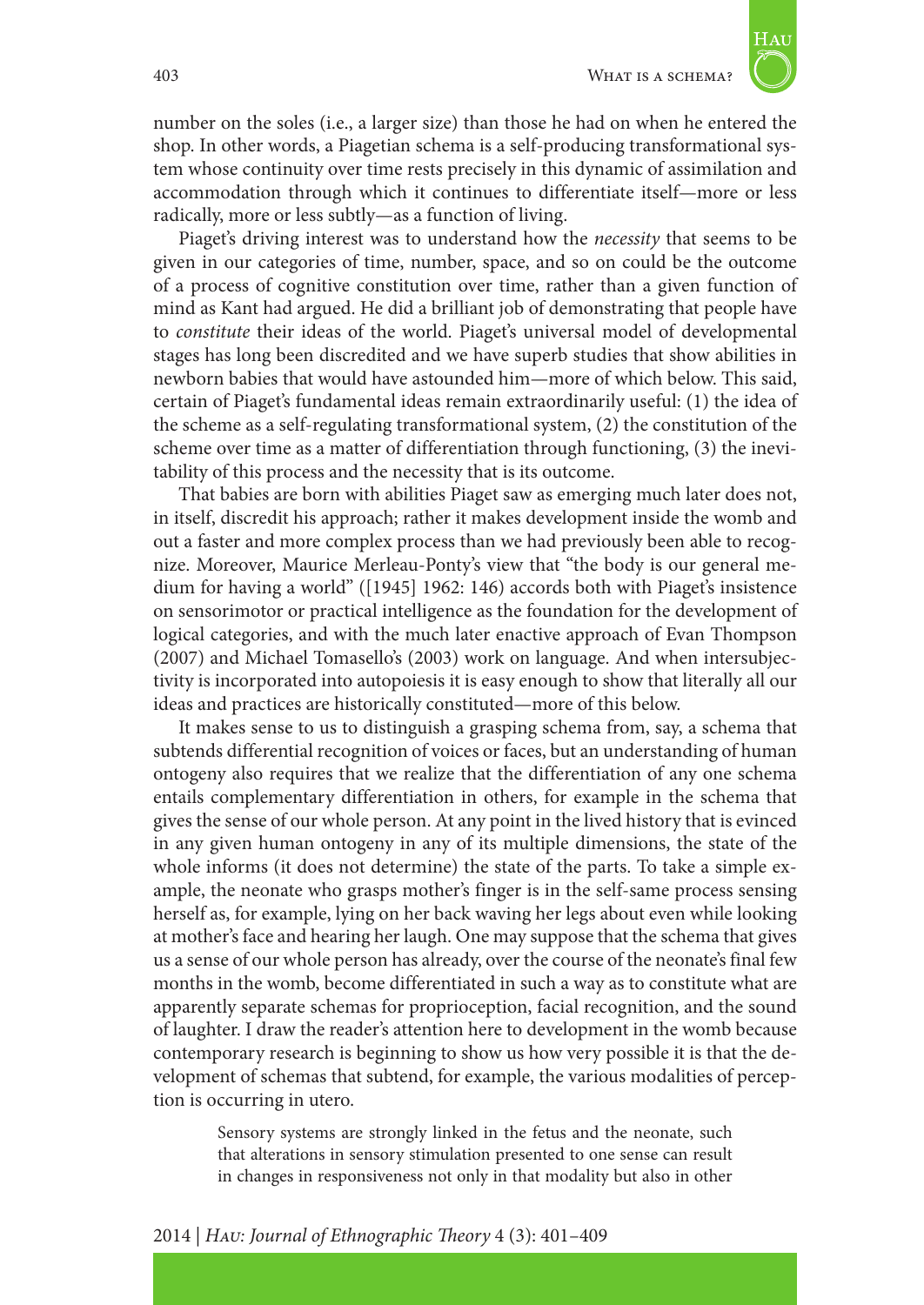number on the soles (i.e., a larger size) than those he had on when he entered the shop. In other words, a Piagetian schema is a self-producing transformational system whose continuity over time rests precisely in this dynamic of assimilation and accommodation through which it continues to differentiate itself—more or less radically, more or less subtly—as a function of living.

Piaget's driving interest was to understand how the *necessity* that seems to be given in our categories of time, number, space, and so on could be the outcome of a process of cognitive constitution over time, rather than a given function of mind as Kant had argued. He did a brilliant job of demonstrating that people have to *constitute* their ideas of the world. Piaget's universal model of developmental stages has long been discredited and we have superb studies that show abilities in newborn babies that would have astounded him—more of which below. This said, certain of Piaget's fundamental ideas remain extraordinarily useful: (1) the idea of the scheme as a self-regulating transformational system, (2) the constitution of the scheme over time as a matter of differentiation through functioning, (3) the inevitability of this process and the necessity that is its outcome.

That babies are born with abilities Piaget saw as emerging much later does not, in itself, discredit his approach; rather it makes development inside the womb and out a faster and more complex process than we had previously been able to recognize. Moreover, Maurice Merleau-Ponty's view that "the body is our general medium for having a world" ([1945] 1962: 146) accords both with Piaget's insistence on sensorimotor or practical intelligence as the foundation for the development of logical categories, and with the much later enactive approach of Evan Thompson (2007) and Michael Tomasello's (2003) work on language. And when intersubjectivity is incorporated into autopoiesis it is easy enough to show that literally all our ideas and practices are historically constituted—more of this below.

It makes sense to us to distinguish a grasping schema from, say, a schema that subtends differential recognition of voices or faces, but an understanding of human ontogeny also requires that we realize that the differentiation of any one schema entails complementary differentiation in others, for example in the schema that gives the sense of our whole person. At any point in the lived history that is evinced in any given human ontogeny in any of its multiple dimensions, the state of the whole informs (it does not determine) the state of the parts. To take a simple example, the neonate who grasps mother's finger is in the self-same process sensing herself as, for example, lying on her back waving her legs about even while looking at mother's face and hearing her laugh. One may suppose that the schema that gives us a sense of our whole person has already, over the course of the neonate's final few months in the womb, become differentiated in such a way as to constitute what are apparently separate schemas for proprioception, facial recognition, and the sound of laughter. I draw the reader's attention here to development in the womb because contemporary research is beginning to show us how very possible it is that the development of schemas that subtend, for example, the various modalities of perception is occurring in utero.

> Sensory systems are strongly linked in the fetus and the neonate, such that alterations in sensory stimulation presented to one sense can result in changes in responsiveness not only in that modality but also in other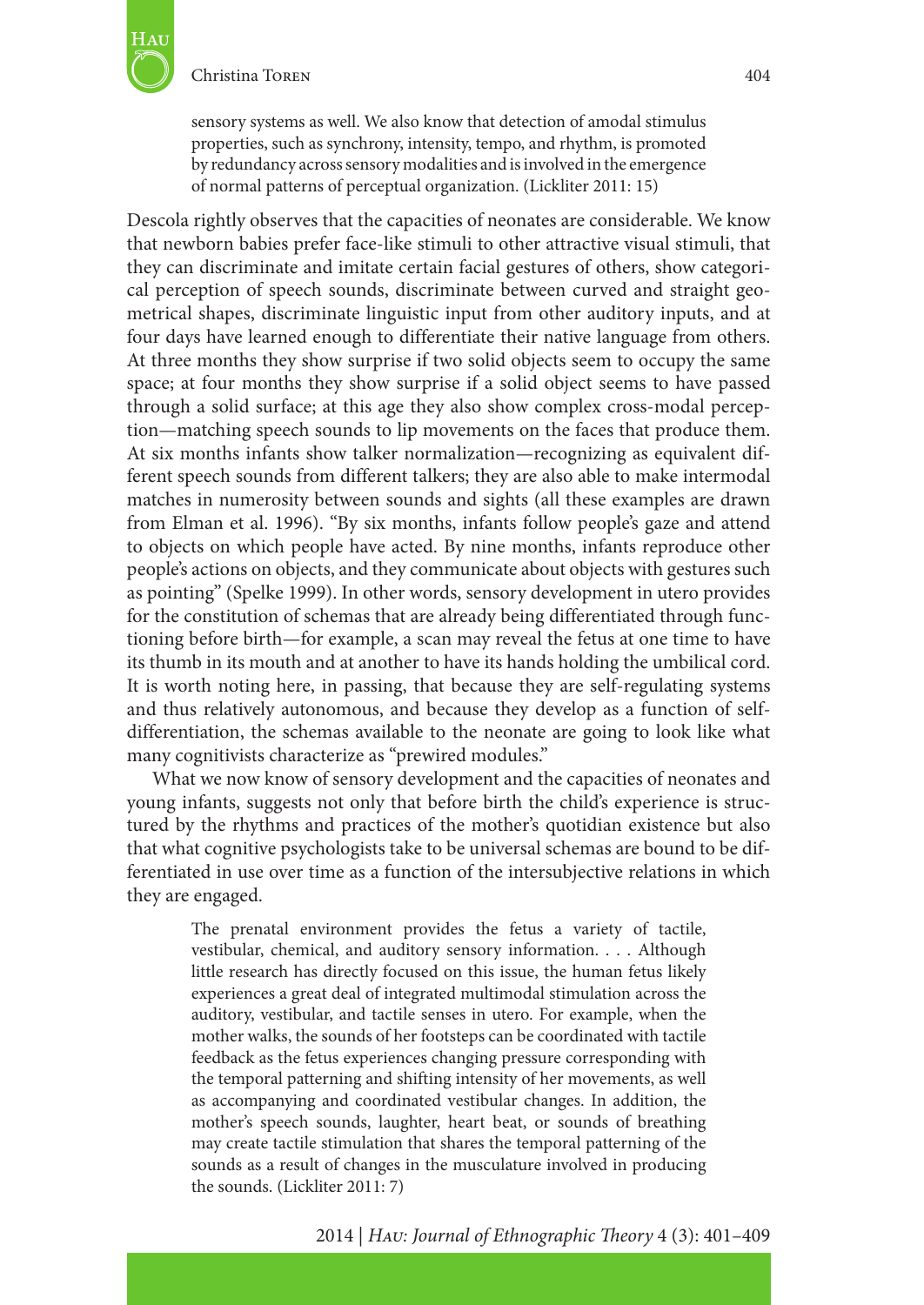> sensory systems as well. We also know that detection of amodal stimulus properties, such as synchrony, intensity, tempo, and rhythm, is promoted by redundancy across sensory modalities and is involved in the emergence of normal patterns of perceptual organization. (Lickliter 2011: 15)

Descola rightly observes that the capacities of neonates are considerable. We know that newborn babies prefer face-like stimuli to other attractive visual stimuli, that they can discriminate and imitate certain facial gestures of others, show categorical perception of speech sounds, discriminate between curved and straight geometrical shapes, discriminate linguistic input from other auditory inputs, and at four days have learned enough to differentiate their native language from others. At three months they show surprise if two solid objects seem to occupy the same space; at four months they show surprise if a solid object seems to have passed through a solid surface; at this age they also show complex cross-modal perception—matching speech sounds to lip movements on the faces that produce them. At six months infants show talker normalization—recognizing as equivalent different speech sounds from different talkers; they are also able to make intermodal matches in numerosity between sounds and sights (all these examples are drawn from Elman et al. 1996). "By six months, infants follow people's gaze and attend to objects on which people have acted. By nine months, infants reproduce other people's actions on objects, and they communicate about objects with gestures such as pointing" (Spelke 1999). In other words, sensory development in utero provides for the constitution of schemas that are already being differentiated through functioning before birth—for example, a scan may reveal the fetus at one time to have its thumb in its mouth and at another to have its hands holding the umbilical cord. It is worth noting here, in passing, that because they are self-regulating systems and thus relatively autonomous, and because they develop as a function of self-differentiation, the schemas available to the neonate are going to look like what many cognitivists characterize as "prewired modules."

What we now know of sensory development and the capacities of neonates and young infants, suggests not only that before birth the child's experience is structured by the rhythms and practices of the mother's quotidian existence but also that what cognitive psychologists take to be universal schemas are bound to be differentiated in use over time as a function of the intersubjective relations in which they are engaged.

> The prenatal environment provides the fetus a variety of tactile, vestibular, chemical, and auditory sensory information. . . . Although little research has directly focused on this issue, the human fetus likely experiences a great deal of integrated multimodal stimulation across the auditory, vestibular, and tactile senses in utero. For example, when the mother walks, the sounds of her footsteps can be coordinated with tactile feedback as the fetus experiences changing pressure corresponding with the temporal patterning and shifting intensity of her movements, as well as accompanying and coordinated vestibular changes. In addition, the mother's speech sounds, laughter, heart beat, or sounds of breathing may create tactile stimulation that shares the temporal patterning of the sounds as a result of changes in the musculature involved in producing the sounds. (Lickliter 2011: 7)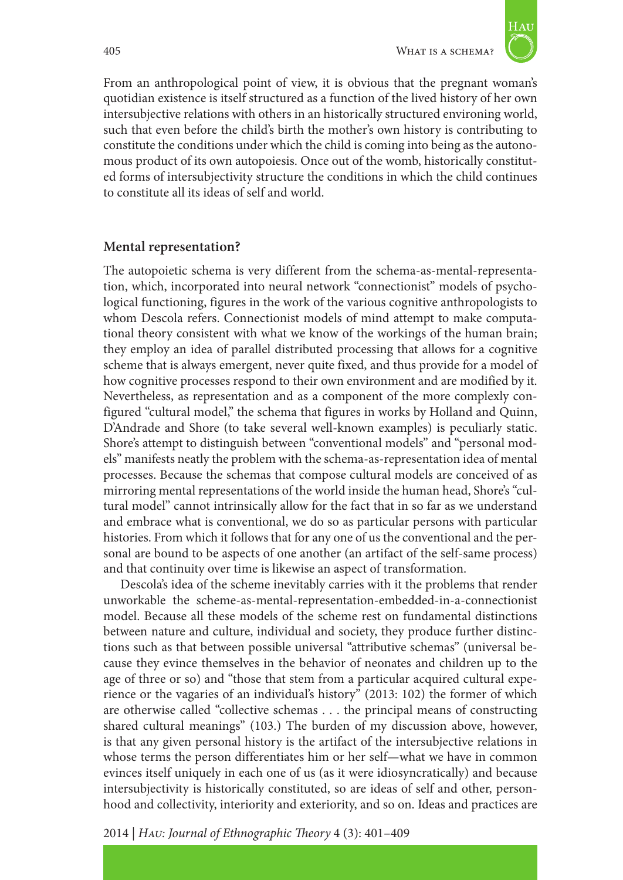From an anthropological point of view, it is obvious that the pregnant woman's quotidian existence is itself structured as a function of the lived history of her own intersubjective relations with others in an historically structured environing world, such that even before the child's birth the mother's own history is contributing to constitute the conditions under which the child is coming into being as the autonomous product of its own autopoiesis. Once out of the womb, historically constituted forms of intersubjectivity structure the conditions in which the child continues to constitute all its ideas of self and world.

## Mental representation?

The autopoietic schema is very different from the schema-as-mental-representation, which, incorporated into neural network "connectionist" models of psychological functioning, figures in the work of the various cognitive anthropologists to whom Descola refers. Connectionist models of mind attempt to make computational theory consistent with what we know of the workings of the human brain; they employ an idea of parallel distributed processing that allows for a cognitive scheme that is always emergent, never quite fixed, and thus provide for a model of how cognitive processes respond to their own environment and are modified by it. Nevertheless, as representation and as a component of the more complexly configured "cultural model," the schema that figures in works by Holland and Quinn, D'Andrade and Shore (to take several well-known examples) is peculiarly static. Shore's attempt to distinguish between "conventional models" and "personal models" manifests neatly the problem with the schema-as-representation idea of mental processes. Because the schemas that compose cultural models are conceived of as mirroring mental representations of the world inside the human head, Shore's "cultural model" cannot intrinsically allow for the fact that in so far as we understand and embrace what is conventional, we do so as particular persons with particular histories. From which it follows that for any one of us the conventional and the personal are bound to be aspects of one another (an artifact of the self-same process) and that continuity over time is likewise an aspect of transformation.

Descola's idea of the scheme inevitably carries with it the problems that render unworkable the scheme-as-mental-representation-embedded-in-a-connectionist model. Because all these models of the scheme rest on fundamental distinctions between nature and culture, individual and society, they produce further distinctions such as that between possible universal "attributive schemas" (universal because they evince themselves in the behavior of neonates and children up to the age of three or so) and "those that stem from a particular acquired cultural experience or the vagaries of an individual's history" (2013: 102) the former of which are otherwise called "collective schemas . . . the principal means of constructing shared cultural meanings" (103.) The burden of my discussion above, however, is that any given personal history is the artifact of the intersubjective relations in whose terms the person differentiates him or her self—what we have in common evinces itself uniquely in each one of us (as it were idiosyncratically) and because intersubjectivity is historically constituted, so are ideas of self and other, personhood and collectivity, interiority and exteriority, and so on. Ideas and practices are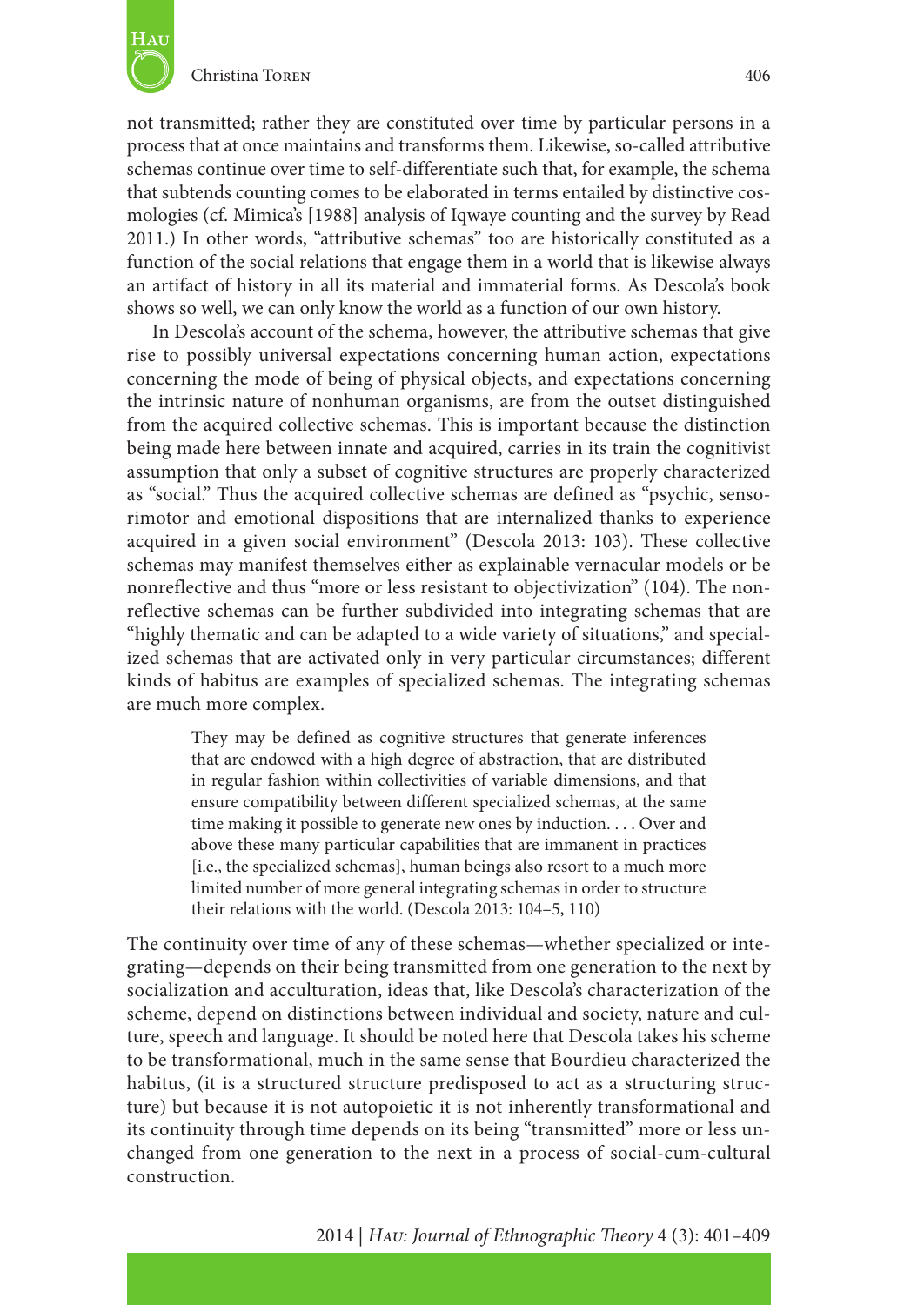not transmitted; rather they are constituted over time by particular persons in a process that at once maintains and transforms them. Likewise, so-called attributive schemas continue over time to self-differentiate such that, for example, the schema that subtends counting comes to be elaborated in terms entailed by distinctive cosmologies (cf. Mimica's [1988] analysis of Iqwaye counting and the survey by Read 2011.) In other words, "attributive schemas" too are historically constituted as a function of the social relations that engage them in a world that is likewise always an artifact of history in all its material and immaterial forms. As Descola's book shows so well, we can only know the world as a function of our own history.

In Descola's account of the schema, however, the attributive schemas that give rise to possibly universal expectations concerning human action, expectations concerning the mode of being of physical objects, and expectations concerning the intrinsic nature of nonhuman organisms, are from the outset distinguished from the acquired collective schemas. This is important because the distinction being made here between innate and acquired, carries in its train the cognitivist assumption that only a subset of cognitive structures are properly characterized as "social." Thus the acquired collective schemas are defined as "psychic, sensorimotor and emotional dispositions that are internalized thanks to experience acquired in a given social environment" (Descola 2013: 103). These collective schemas may manifest themselves either as explainable vernacular models or be nonreflective and thus "more or less resistant to objectivization" (104). The nonreflective schemas can be further subdivided into integrating schemas that are "highly thematic and can be adapted to a wide variety of situations," and specialized schemas that are activated only in very particular circumstances; different kinds of habitus are examples of specialized schemas. The integrating schemas are much more complex.

> They may be defined as cognitive structures that generate inferences that are endowed with a high degree of abstraction, that are distributed in regular fashion within collectivities of variable dimensions, and that ensure compatibility between different specialized schemas, at the same time making it possible to generate new ones by induction. . . . Over and above these many particular capabilities that are immanent in practices [i.e., the specialized schemas], human beings also resort to a much more limited number of more general integrating schemas in order to structure their relations with the world. (Descola 2013: 104–5, 110)

The continuity over time of any of these schemas—whether specialized or integrating—depends on their being transmitted from one generation to the next by socialization and acculturation, ideas that, like Descola's characterization of the scheme, depend on distinctions between individual and society, nature and culture, speech and language. It should be noted here that Descola takes his scheme to be transformational, much in the same sense that Bourdieu characterized the habitus, (it is a structured structure predisposed to act as a structuring structure) but because it is not autopoietic it is not inherently transformational and its continuity through time depends on its being "transmitted" more or less unchanged from one generation to the next in a process of social-cum-cultural construction.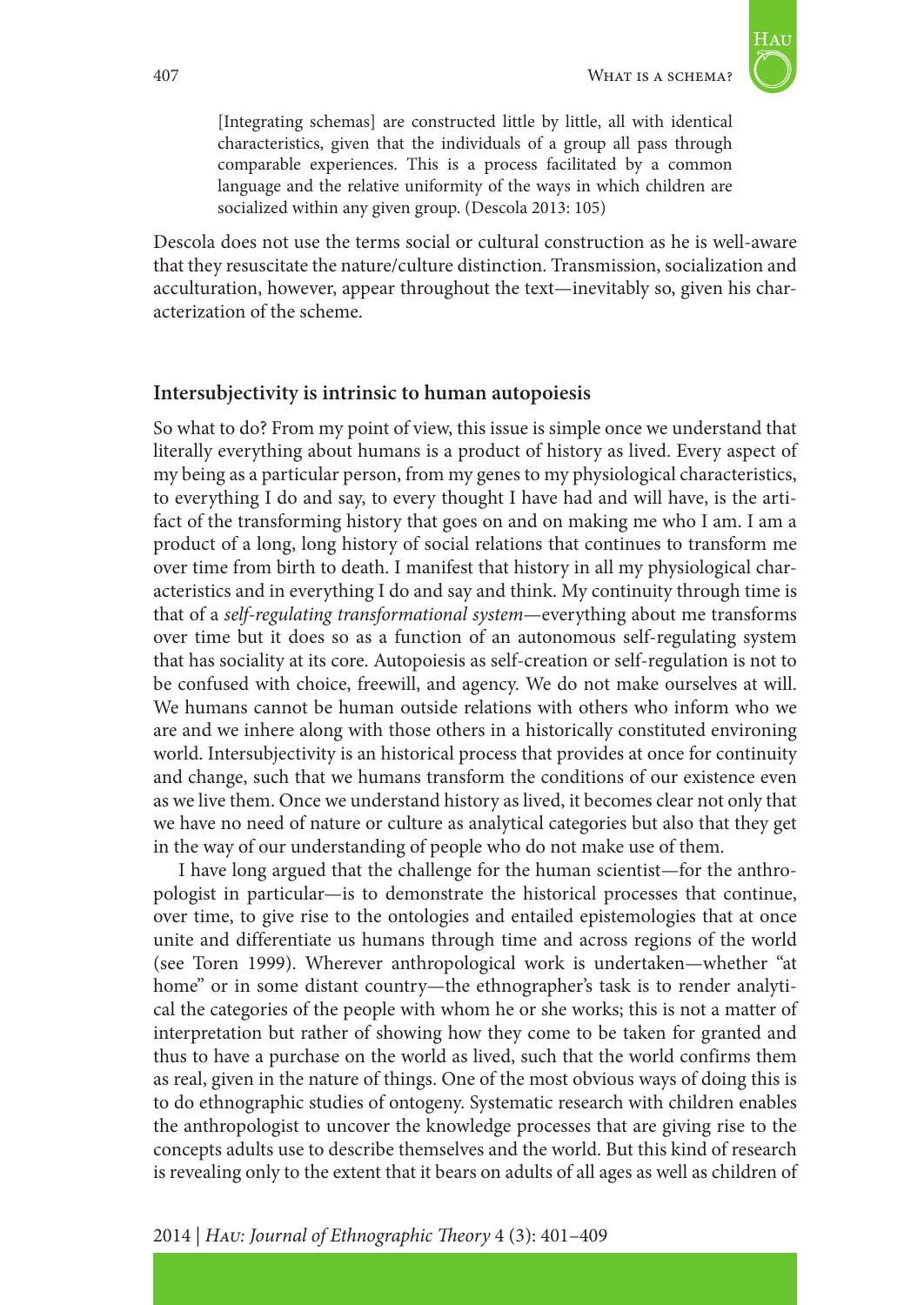> [Integrating schemas] are constructed little by little, all with identical characteristics, given that the individuals of a group all pass through comparable experiences. This is a process facilitated by a common language and the relative uniformity of the ways in which children are socialized within any given group. (Descola 2013: 105)

Descola does not use the terms social or cultural construction as he is well-aware that they resuscitate the nature/culture distinction. Transmission, socialization and acculturation, however, appear throughout the text—inevitably so, given his characterization of the scheme.

## Intersubjectivity is intrinsic to human autopoiesis

So what to do? From my point of view, this issue is simple once we understand that literally everything about humans is a product of history as lived. Every aspect of my being as a particular person, from my genes to my physiological characteristics, to everything I do and say, to every thought I have had and will have, is the artifact of the transforming history that goes on and on making me who I am. I am a product of a long, long history of social relations that continues to transform me over time from birth to death. I manifest that history in all my physiological characteristics and in everything I do and say and think. My continuity through time is that of a *self-regulating transformational system*—everything about me transforms over time but it does so as a function of an autonomous self-regulating system that has sociality at its core. Autopoiesis as self-creation or self-regulation is not to be confused with choice, freewill, and agency. We do not make ourselves at will. We humans cannot be human outside relations with others who inform who we are and we inhere along with those others in a historically constituted environing world. Intersubjectivity is an historical process that provides at once for continuity and change, such that we humans transform the conditions of our existence even as we live them. Once we understand history as lived, it becomes clear not only that we have no need of nature or culture as analytical categories but also that they get in the way of our understanding of people who do not make use of them.

I have long argued that the challenge for the human scientist—for the anthropologist in particular—is to demonstrate the historical processes that continue, over time, to give rise to the ontologies and entailed epistemologies that at once unite and differentiate us humans through time and across regions of the world (see Toren 1999). Wherever anthropological work is undertaken—whether "at home" or in some distant country—the ethnographer's task is to render analytical the categories of the people with whom he or she works; this is not a matter of interpretation but rather of showing how they come to be taken for granted and thus to have a purchase on the world as lived, such that the world confirms them as real, given in the nature of things. One of the most obvious ways of doing this is to do ethnographic studies of ontogeny. Systematic research with children enables the anthropologist to uncover the knowledge processes that are giving rise to the concepts adults use to describe themselves and the world. But this kind of research is revealing only to the extent that it bears on adults of all ages as well as children of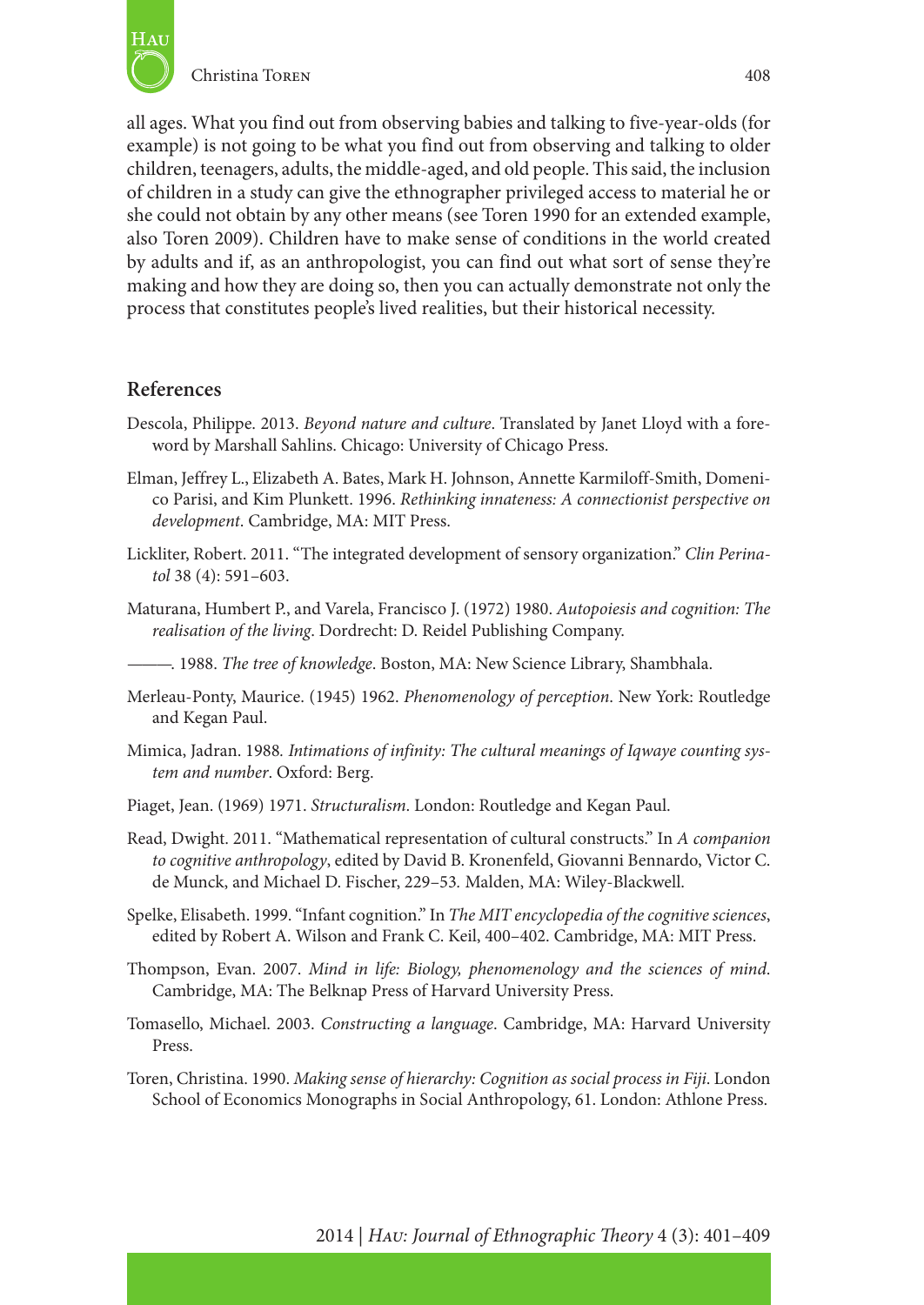all ages. What you find out from observing babies and talking to five-year-olds (for example) is not going to be what you find out from observing and talking to older children, teenagers, adults, the middle-aged, and old people. This said, the inclusion of children in a study can give the ethnographer privileged access to material he or she could not obtain by any other means (see Toren 1990 for an extended example, also Toren 2009). Children have to make sense of conditions in the world created by adults and if, as an anthropologist, you can find out what sort of sense they're making and how they are doing so, then you can actually demonstrate not only the process that constitutes people's lived realities, but their historical necessity.

## References

Descola, Philippe. 2013. *Beyond nature and culture*. Translated by Janet Lloyd with a foreword by Marshall Sahlins. Chicago: University of Chicago Press.

Elman, Jeffrey L., Elizabeth A. Bates, Mark H. Johnson, Annette Karmiloff-Smith, Domenico Parisi, and Kim Plunkett. 1996. *Rethinking innateness: A connectionist perspective on development*. Cambridge, MA: MIT Press.

Lickliter, Robert. 2011. "The integrated development of sensory organization." *Clin Perinatol* 38 (4): 591–603.

Maturana, Humbert P., and Varela, Francisco J. (1972) 1980. *Autopoiesis and cognition: The realisation of the living*. Dordrecht: D. Reidel Publishing Company.

———. 1988. *The tree of knowledge*. Boston, MA: New Science Library, Shambhala.

Merleau-Ponty, Maurice. (1945) 1962. *Phenomenology of perception*. New York: Routledge and Kegan Paul.

Mimica, Jadran. 1988. *Intimations of infinity: The cultural meanings of Iqwaye counting system and number*. Oxford: Berg.

Piaget, Jean. (1969) 1971. *Structuralism*. London: Routledge and Kegan Paul.

Read, Dwight. 2011. "Mathematical representation of cultural constructs." In *A companion to cognitive anthropology*, edited by David B. Kronenfeld, Giovanni Bennardo, Victor C. de Munck, and Michael D. Fischer, 229–53. Malden, MA: Wiley-Blackwell.

Spelke, Elisabeth. 1999. "Infant cognition." In *The MIT encyclopedia of the cognitive sciences*, edited by Robert A. Wilson and Frank C. Keil, 400–402. Cambridge, MA: MIT Press.

Thompson, Evan. 2007. *Mind in life: Biology, phenomenology and the sciences of mind*. Cambridge, MA: The Belknap Press of Harvard University Press.

Tomasello, Michael. 2003. *Constructing a language*. Cambridge, MA: Harvard University Press.

Toren, Christina. 1990. *Making sense of hierarchy: Cognition as social process in Fiji*. London School of Economics Monographs in Social Anthropology, 61. London: Athlone Press.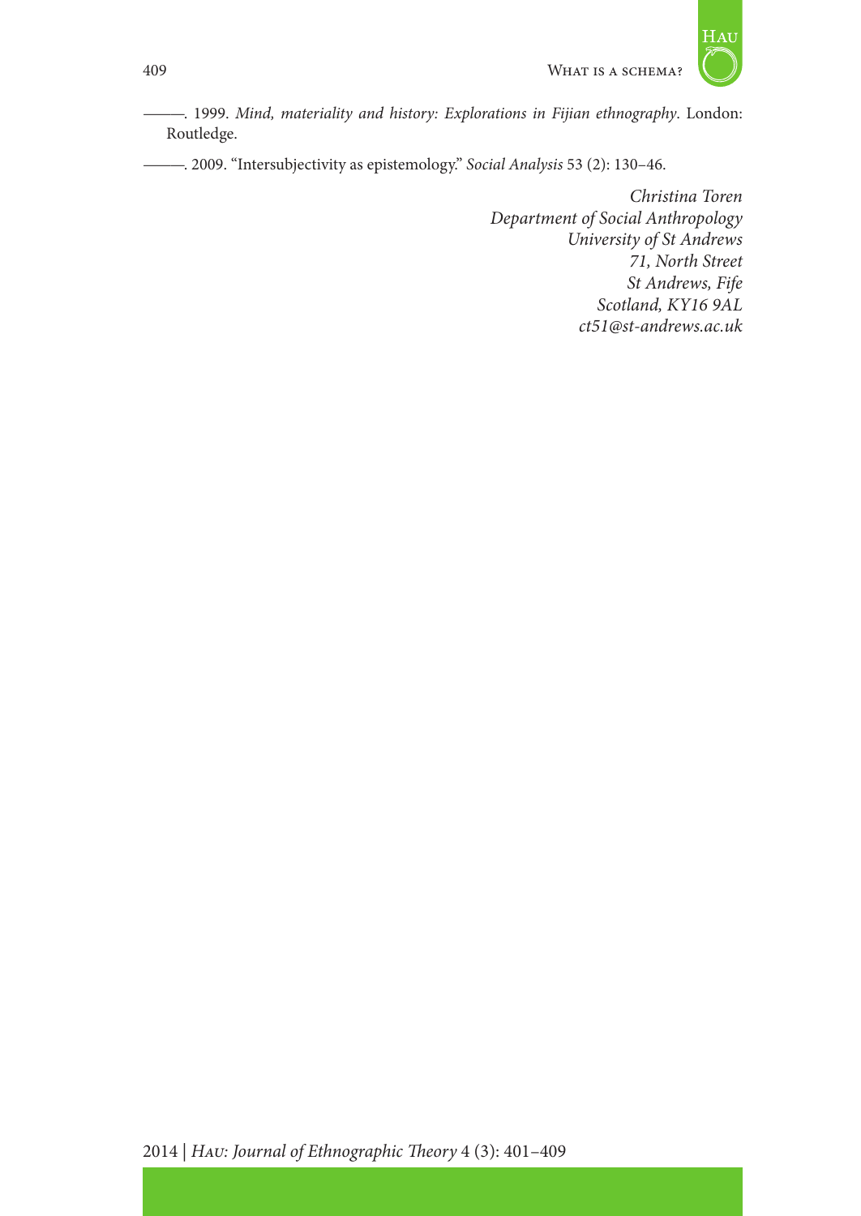———. 1999. *Mind, materiality and history: Explorations in Fijian ethnography*. London: Routledge.

———. 2009. "Intersubjectivity as epistemology." *Social Analysis* 53 (2): 130–46.

*Christina Toren*
*Department of Social Anthropology*
*University of St Andrews*
*71, North Street*
*St Andrews, Fife*
*Scotland, KY16 9AL*
*ct51@st-andrews.ac.uk*